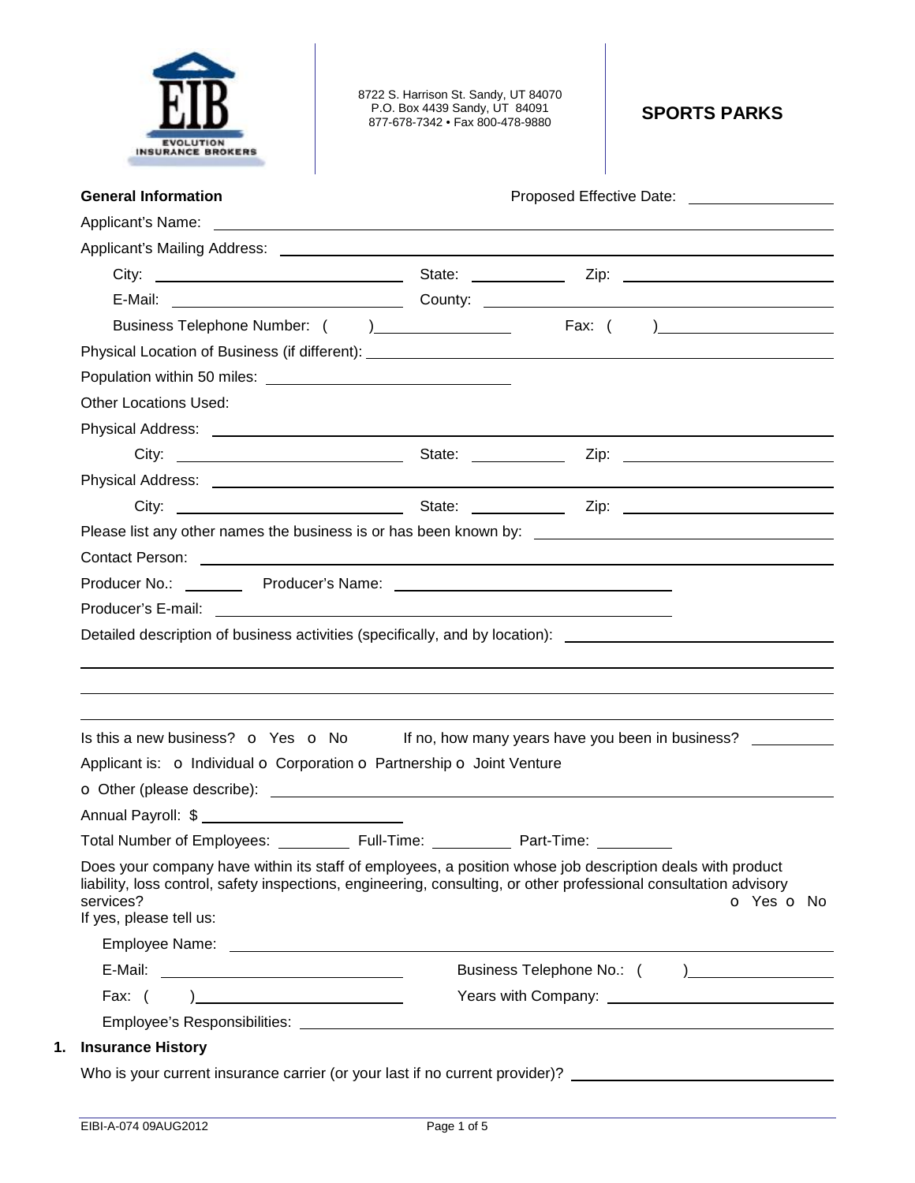EIB EVOLUTION INSURANCE BROKERS

8722 S. Harrison St. Sandy, UT 84070
P.O. Box 4439 Sandy, UT 84091
877-678-7342 • Fax 800-478-9880

# SPORTS PARKS

**General Information** Proposed Effective Date: \_\_\_\_\_\_\_\_\_\_

Applicant's Name: \_\_\_\_\_\_\_\_\_\_

Applicant's Mailing Address: \_\_\_\_\_\_\_\_\_\_

City: \_\_\_\_\_\_\_\_\_\_ State: \_\_\_\_\_\_\_\_\_\_ Zip: \_\_\_\_\_\_\_\_\_\_

E-Mail: \_\_\_\_\_\_\_\_\_\_ County: \_\_\_\_\_\_\_\_\_\_

Business Telephone Number: ( ) \_\_\_\_\_\_\_\_\_\_ Fax: ( ) \_\_\_\_\_\_\_\_\_\_

Physical Location of Business (if different): \_\_\_\_\_\_\_\_\_\_

Population within 50 miles: \_\_\_\_\_\_\_\_\_\_

Other Locations Used:

Physical Address: \_\_\_\_\_\_\_\_\_\_

City: \_\_\_\_\_\_\_\_\_\_ State: \_\_\_\_\_\_\_\_\_\_ Zip: \_\_\_\_\_\_\_\_\_\_

Physical Address: \_\_\_\_\_\_\_\_\_\_

City: \_\_\_\_\_\_\_\_\_\_ State: \_\_\_\_\_\_\_\_\_\_ Zip: \_\_\_\_\_\_\_\_\_\_

Please list any other names the business is or has been known by: \_\_\_\_\_\_\_\_\_\_

Contact Person: \_\_\_\_\_\_\_\_\_\_

Producer No.: \_\_\_\_\_\_\_\_\_\_ Producer's Name: \_\_\_\_\_\_\_\_\_\_

Producer's E-mail: \_\_\_\_\_\_\_\_\_\_

Detailed description of business activities (specifically, and by location): \_\_\_\_\_\_\_\_\_\_

Is this a new business? o Yes o No If no, how many years have you been in business? \_\_\_\_\_\_\_\_\_\_

Applicant is: o Individual o Corporation o Partnership o Joint Venture

o Other (please describe): \_\_\_\_\_\_\_\_\_\_

Annual Payroll: $ \_\_\_\_\_\_\_\_\_\_

Total Number of Employees: \_\_\_\_\_\_\_\_\_\_ Full-Time: \_\_\_\_\_\_\_\_\_\_ Part-Time: \_\_\_\_\_\_\_\_\_\_

Does your company have within its staff of employees, a position whose job description deals with product liability, loss control, safety inspections, engineering, consulting, or other professional consultation advisory services? o Yes o No

If yes, please tell us:

Employee Name: \_\_\_\_\_\_\_\_\_\_

E-Mail: \_\_\_\_\_\_\_\_\_\_ Business Telephone No.: ( ) \_\_\_\_\_\_\_\_\_\_

Fax: ( ) \_\_\_\_\_\_\_\_\_\_ Years with Company: \_\_\_\_\_\_\_\_\_\_

Employee's Responsibilities: \_\_\_\_\_\_\_\_\_\_

## 1. Insurance History

Who is your current insurance carrier (or your last if no current provider)? \_\_\_\_\_\_\_\_\_\_

EIBI-A-074 09AUG2012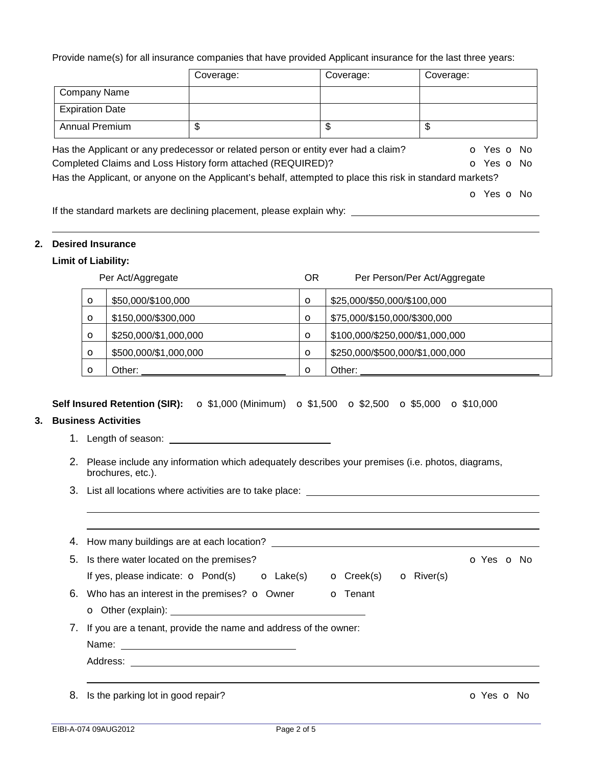Provide name(s) for all insurance companies that have provided Applicant insurance for the last three years:

| | Coverage: | Coverage: | Coverage: |
|---|---|---|---|
| Company Name | | | |
| Expiration Date | | | |
| Annual Premium | $ | $ | $ |

Has the Applicant or any predecessor or related person or entity ever had a claim? o Yes o No

Completed Claims and Loss History form attached (REQUIRED)? o Yes o No

Has the Applicant, or anyone on the Applicant's behalf, attempted to place this risk in standard markets?

o Yes o No

If the standard markets are declining placement, please explain why: ______________________________

______________________________________________________________________________

## 2. Desired Insurance

**Limit of Liability:**

| | Per Act/Aggregate | OR | Per Person/Per Act/Aggregate |
|---|---|---|---|
| o | $50,000/$100,000 | o | $25,000/$50,000/$100,000 |
| o | $150,000/$300,000 | o | $75,000/$150,000/$300,000 |
| o | $250,000/$1,000,000 | o | $100,000/$250,000/$1,000,000 |
| o | $500,000/$1,000,000 | o | $250,000/$500,000/$1,000,000 |
| o | Other: ______________ | o | Other: ______________ |

**Self Insured Retention (SIR):** o $1,000 (Minimum) o $1,500 o $2,500 o $5,000 o $10,000

## 3. Business Activities

1. Length of season: ______________________________
2. Please include any information which adequately describes your premises (i.e. photos, diagrams, brochures, etc.).
3. List all locations where activities are to take place: ______________________________

   ______________________________________________________________________________

   ______________________________________________________________________________
4. How many buildings are at each location? ______________________________
5. Is there water located on the premises? o Yes o No

   If yes, please indicate: o Pond(s) o Lake(s) o Creek(s) o River(s)
6. Who has an interest in the premises? o Owner o Tenant

   o Other (explain): ______________________________
7. If you are a tenant, provide the name and address of the owner:

   Name: ______________________________

   Address: ______________________________

   ______________________________________________________________________________
8. Is the parking lot in good repair? o Yes o No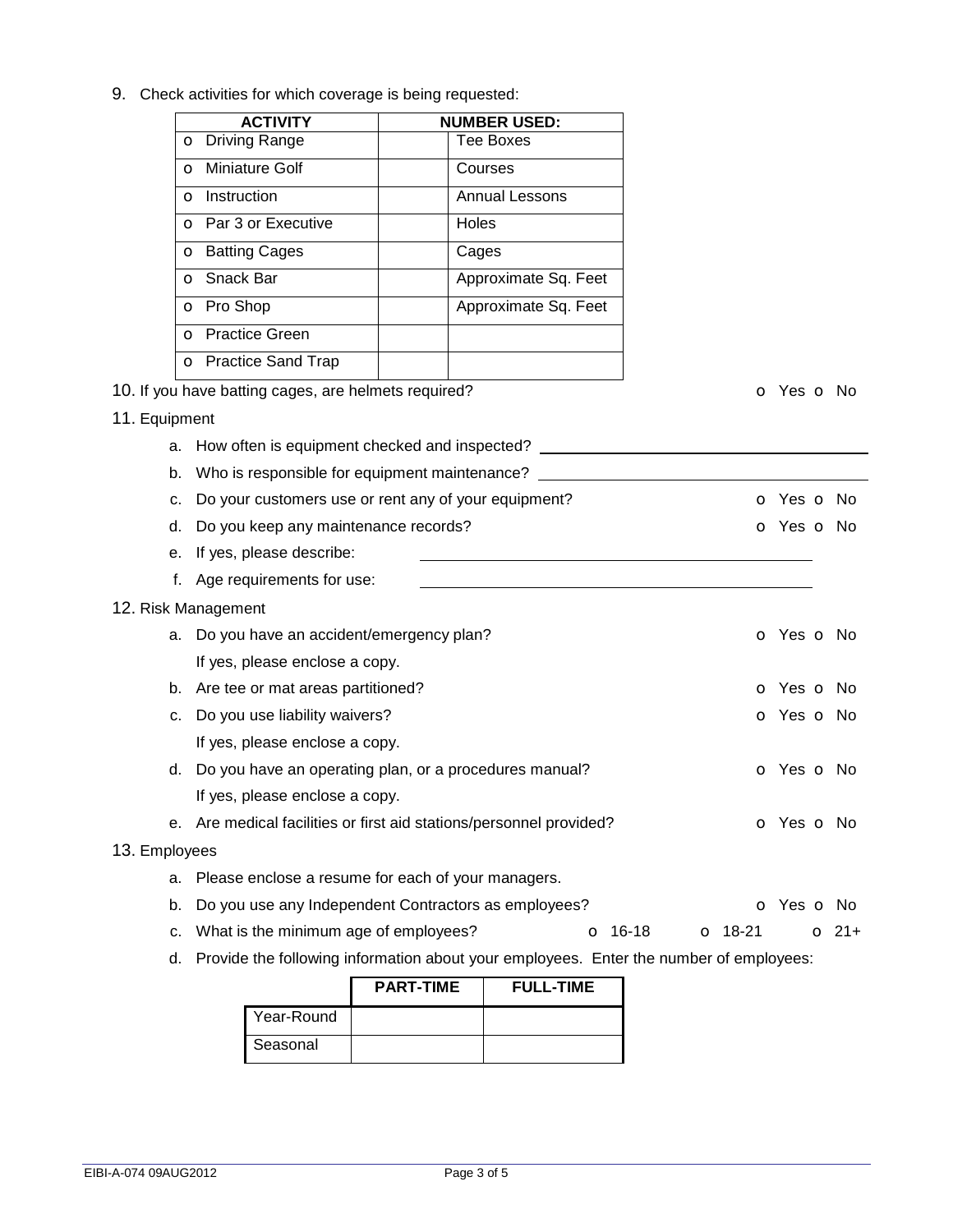9. Check activities for which coverage is being requested:

| ACTIVITY | NUMBER USED: | |
|---|---|---|
| o Driving Range | | Tee Boxes |
| o Miniature Golf | | Courses |
| o Instruction | | Annual Lessons |
| o Par 3 or Executive | | Holes |
| o Batting Cages | | Cages |
| o Snack Bar | | Approximate Sq. Feet |
| o Pro Shop | | Approximate Sq. Feet |
| o Practice Green | | |
| o Practice Sand Trap | | |

10. If you have batting cages, are helmets required? o Yes o No

11. Equipment

a. How often is equipment checked and inspected? ______________________

b. Who is responsible for equipment maintenance? ______________________

c. Do your customers use or rent any of your equipment? o Yes o No

d. Do you keep any maintenance records? o Yes o No

e. If yes, please describe: ______________________

f. Age requirements for use: ______________________

12. Risk Management

a. Do you have an accident/emergency plan? o Yes o No
If yes, please enclose a copy.

b. Are tee or mat areas partitioned? o Yes o No

c. Do you use liability waivers? o Yes o No
If yes, please enclose a copy.

d. Do you have an operating plan, or a procedures manual? o Yes o No
If yes, please enclose a copy.

e. Are medical facilities or first aid stations/personnel provided? o Yes o No

13. Employees

a. Please enclose a resume for each of your managers.

b. Do you use any Independent Contractors as employees? o Yes o No

c. What is the minimum age of employees? o 16-18 o 18-21 o 21+

d. Provide the following information about your employees. Enter the number of employees:

| | PART-TIME | FULL-TIME |
|---|---|---|
| Year-Round | | |
| Seasonal | | |

EIBI-A-074 09AUG2012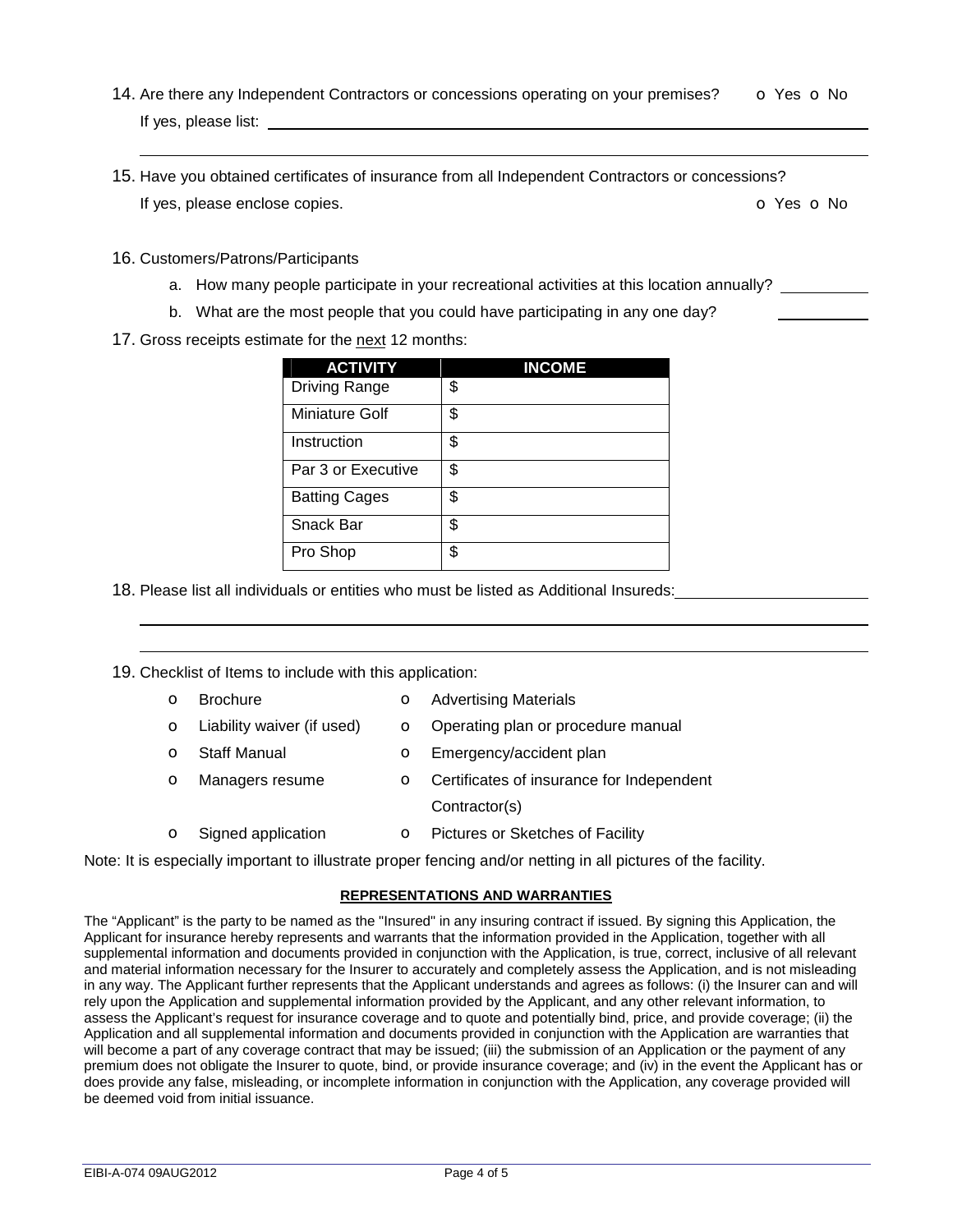14. Are there any Independent Contractors or concessions operating on your premises? o Yes o No

    If yes, please list: ____________________________________________

    ____________________________________________

15. Have you obtained certificates of insurance from all Independent Contractors or concessions?

    If yes, please enclose copies. o Yes o No

16. Customers/Patrons/Participants

    a. How many people participate in your recreational activities at this location annually? __________

    b. What are the most people that you could have participating in any one day? __________

17. Gross receipts estimate for the <u>next</u> 12 months:

| ACTIVITY | INCOME |
|---|---|
| Driving Range | $ |
| Miniature Golf | $ |
| Instruction | $ |
| Par 3 or Executive | $ |
| Batting Cages | $ |
| Snack Bar | $ |
| Pro Shop | $ |

18. Please list all individuals or entities who must be listed as Additional Insureds: ____________________

    ____________________________________________

    ____________________________________________

19. Checklist of Items to include with this application:

    - o Brochure
    - o Advertising Materials
    - o Liability waiver (if used)
    - o Operating plan or procedure manual
    - o Staff Manual
    - o Emergency/accident plan
    - o Managers resume
    - o Certificates of insurance for Independent Contractor(s)
    - o Signed application
    - o Pictures or Sketches of Facility

Note: It is especially important to illustrate proper fencing and/or netting in all pictures of the facility.

**REPRESENTATIONS AND WARRANTIES**

The "Applicant" is the party to be named as the "Insured" in any insuring contract if issued. By signing this Application, the Applicant for insurance hereby represents and warrants that the information provided in the Application, together with all supplemental information and documents provided in conjunction with the Application, is true, correct, inclusive of all relevant and material information necessary for the Insurer to accurately and completely assess the Application, and is not misleading in any way. The Applicant further represents that the Applicant understands and agrees as follows: (i) the Insurer can and will rely upon the Application and supplemental information provided by the Applicant, and any other relevant information, to assess the Applicant's request for insurance coverage and to quote and potentially bind, price, and provide coverage; (ii) the Application and all supplemental information and documents provided in conjunction with the Application are warranties that will become a part of any coverage contract that may be issued; (iii) the submission of an Application or the payment of any premium does not obligate the Insurer to quote, bind, or provide insurance coverage; and (iv) in the event the Applicant has or does provide any false, misleading, or incomplete information in conjunction with the Application, any coverage provided will be deemed void from initial issuance.

EIBI-A-074 09AUG2012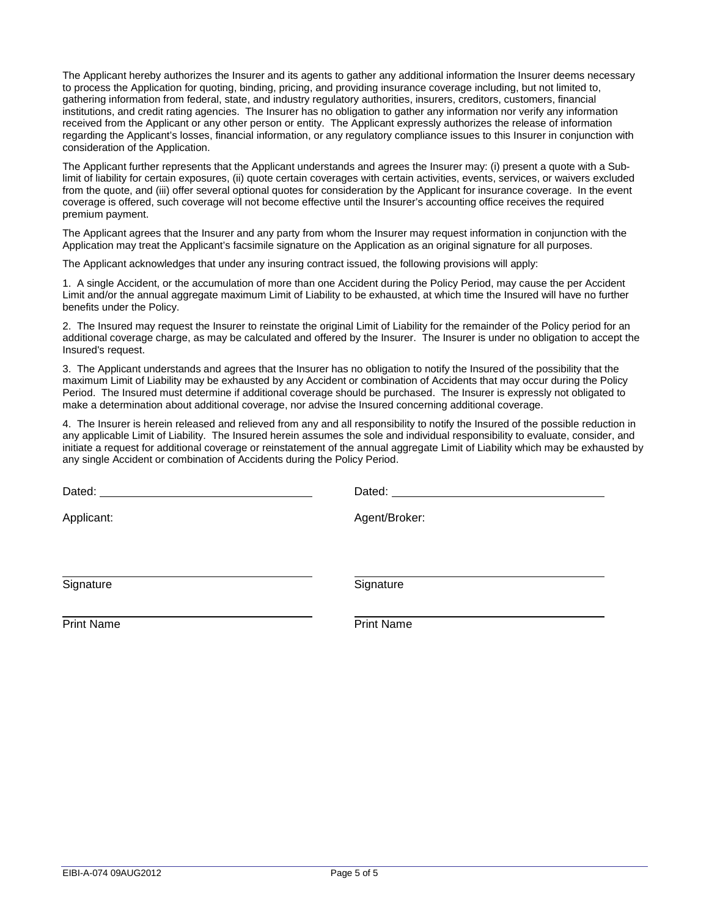The Applicant hereby authorizes the Insurer and its agents to gather any additional information the Insurer deems necessary to process the Application for quoting, binding, pricing, and providing insurance coverage including, but not limited to, gathering information from federal, state, and industry regulatory authorities, insurers, creditors, customers, financial institutions, and credit rating agencies. The Insurer has no obligation to gather any information nor verify any information received from the Applicant or any other person or entity. The Applicant expressly authorizes the release of information regarding the Applicant's losses, financial information, or any regulatory compliance issues to this Insurer in conjunction with consideration of the Application.

The Applicant further represents that the Applicant understands and agrees the Insurer may: (i) present a quote with a Sub-limit of liability for certain exposures, (ii) quote certain coverages with certain activities, events, services, or waivers excluded from the quote, and (iii) offer several optional quotes for consideration by the Applicant for insurance coverage. In the event coverage is offered, such coverage will not become effective until the Insurer's accounting office receives the required premium payment.

The Applicant agrees that the Insurer and any party from whom the Insurer may request information in conjunction with the Application may treat the Applicant's facsimile signature on the Application as an original signature for all purposes.

The Applicant acknowledges that under any insuring contract issued, the following provisions will apply:

1. A single Accident, or the accumulation of more than one Accident during the Policy Period, may cause the per Accident Limit and/or the annual aggregate maximum Limit of Liability to be exhausted, at which time the Insured will have no further benefits under the Policy.

2. The Insured may request the Insurer to reinstate the original Limit of Liability for the remainder of the Policy period for an additional coverage charge, as may be calculated and offered by the Insurer. The Insurer is under no obligation to accept the Insured's request.

3. The Applicant understands and agrees that the Insurer has no obligation to notify the Insured of the possibility that the maximum Limit of Liability may be exhausted by any Accident or combination of Accidents that may occur during the Policy Period. The Insured must determine if additional coverage should be purchased. The Insurer is expressly not obligated to make a determination about additional coverage, nor advise the Insured concerning additional coverage.

4. The Insurer is herein released and relieved from any and all responsibility to notify the Insured of the possible reduction in any applicable Limit of Liability. The Insured herein assumes the sole and individual responsibility to evaluate, consider, and initiate a request for additional coverage or reinstatement of the annual aggregate Limit of Liability which may be exhausted by any single Accident or combination of Accidents during the Policy Period.

Dated: ______________________________

Applicant:

______________________________
Signature

______________________________
Print Name

Dated: ______________________________

Agent/Broker:

______________________________
Signature

______________________________
Print Name

EIBI-A-074 09AUG2012